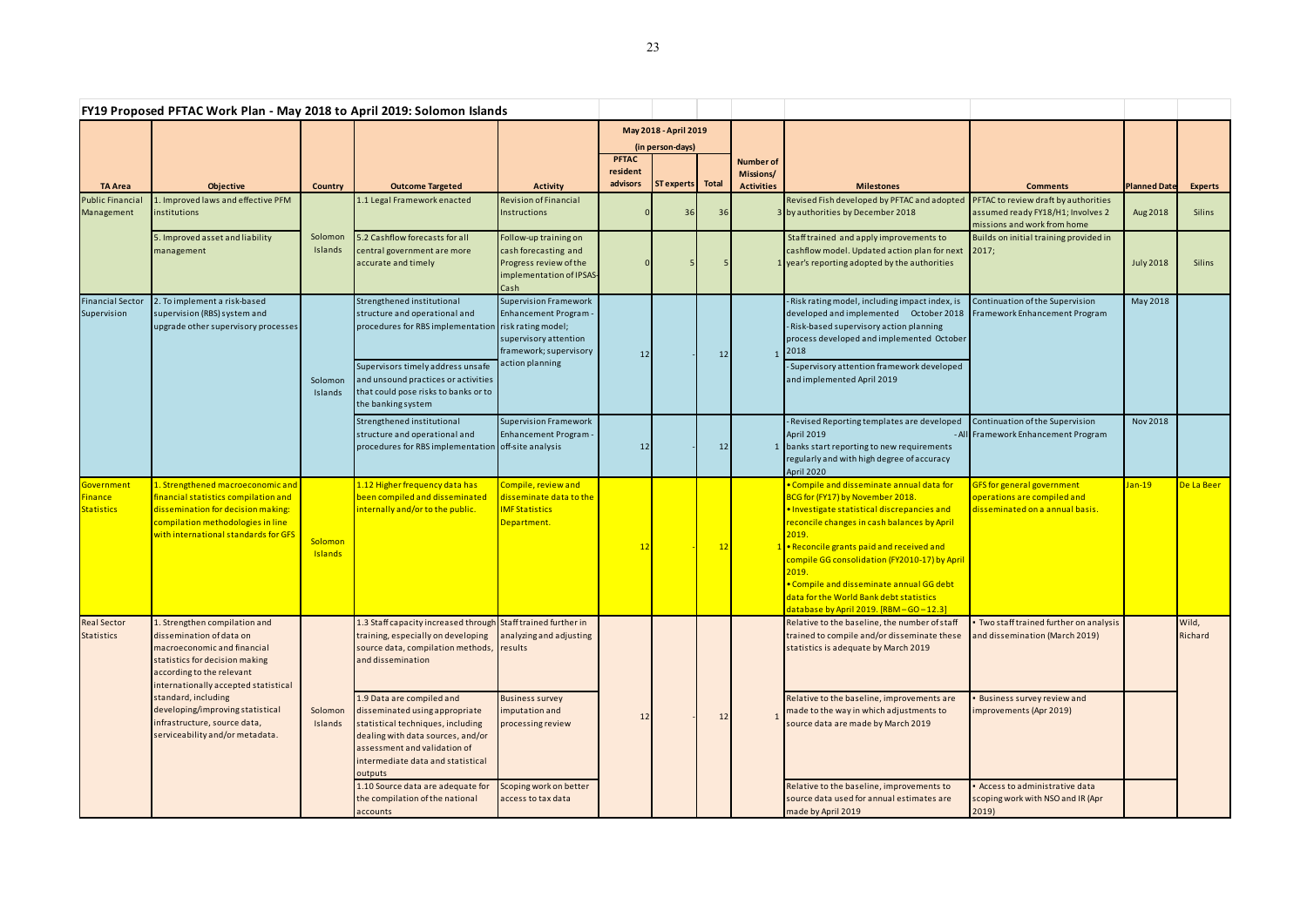## FY19 Proposed PFTAC Work Plan - May 2018 to April 2019: Solomon Islands

| TA Area | Objective | Country | Outcome Targeted | Activity | May 2018 - April 2019 (in person-days) PFTAC resident advisors | ST experts | Total | Number of Missions/ Activities | Milestones | Comments | Planned Date | Experts |
|---|---|---|---|---|---|---|---|---|---|---|---|---|
| Public Financial Management | 1. Improved laws and effective PFM institutions | Solomon Islands | 1.1 Legal Framework enacted | Revision of Financial Instructions | 0 | 36 | 36 | 3 | Revised Fish developed by PFTAC and adopted by authorities by December 2018 | PFTAC to review draft by authorities assumed ready FY18/H1; Involves 2 missions and work from home | Aug 2018 | Silins |
| | 5. Improved asset and liability management | | 5.2 Cashflow forecasts for all central government are more accurate and timely | Follow-up training on cash forecasting and Progress review of the implementation of IPSAS-Cash | 0 | 5 | 5 | 1 | Staff trained and apply improvements to cashflow model. Updated action plan for next year's reporting adopted by the authorities | Builds on initial training provided in 2017; | July 2018 | Silins |
| Financial Sector Supervision | 2. To implement a risk-based supervision (RBS) system and upgrade other supervisory processes | Solomon Islands | Strengthened institutional structure and operational and procedures for RBS implementation<br><br>Supervisors timely address unsafe and unsound practices or activities that could pose risks to banks or to the banking system | Supervision Framework Enhancement Program - risk rating model; supervisory attention framework; supervisory action planning | 12 | - | 12 | 1 | - Risk rating model, including impact index, is developed and implemented October 2018<br>- Risk-based supervisory action planning process developed and implemented October 2018<br>- Supervisory attention framework developed and implemented April 2019 | Continuation of the Supervision Framework Enhancement Program | May 2018 | |
| | | | Strengthened institutional structure and operational and procedures for RBS implementation | Supervision Framework Enhancement Program - off-site analysis | 12 | - | 12 | 1 | - Revised Reporting templates are developed April 2019<br>- All banks start reporting to new requirements regularly and with high degree of accuracy April 2020 | Continuation of the Supervision Framework Enhancement Program | Nov 2018 | |
| Government Finance Statistics | 1. Strengthened macroeconomic and financial statistics compilation and dissemination for decision making: compilation methodologies in line with international standards for GFS | Solomon Islands | 1.12 Higher frequency data has been compiled and disseminated internally and/or to the public. | Compile, review and disseminate data to the IMF Statistics Department. | 12 | - | 12 | 1 | • Compile and disseminate annual data for BCG for (FY17) by November 2018.<br>• Investigate statistical discrepancies and reconcile changes in cash balances by April 2019.<br>• Reconcile grants paid and received and compile GG consolidation (FY2010-17) by April 2019.<br>• Compile and disseminate annual GG debt data for the World Bank debt statistics database by April 2019. [RBM – GO – 12.3] | GFS for general government operations are compiled and disseminated on a annual basis. | Jan-19 | De La Beer |
| Real Sector Statistics | 1. Strengthen compilation and dissemination of data on macroeconomic and financial statistics for decision making according to the relevant internationally accepted statistical standard, including developing/improving statistical infrastructure, source data, serviceability and/or metadata. | Solomon Islands | 1.3 Staff capacity increased through training, especially on developing source data, compilation methods, and dissemination | Staff trained further in analyzing and adjusting results | 12 | - | 12 | 1 | Relative to the baseline, the number of staff trained to compile and/or disseminate these statistics is adequate by March 2019 | • Two staff trained further on analysis and dissemination (March 2019) | | Wild, Richard |
| | | | 1.9 Data are compiled and disseminated using appropriate statistical techniques, including dealing with data sources, and/or assessment and validation of intermediate data and statistical outputs | Business survey imputation and processing review | | | | | Relative to the baseline, improvements are made to the way in which adjustments to source data are made by March 2019 | • Business survey review and improvements (Apr 2019) | | |
| | | | 1.10 Source data are adequate for the compilation of the national accounts | Scoping work on better access to tax data | | | | | Relative to the baseline, improvements to source data used for annual estimates are made by April 2019 | • Access to administrative data scoping work with NSO and IR (Apr 2019) | | |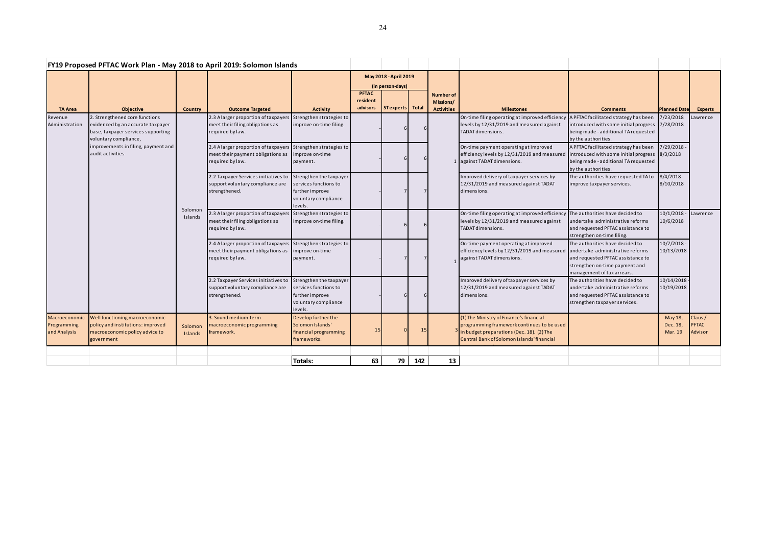## FY19 Proposed PFTAC Work Plan - May 2018 to April 2019: Solomon Islands

| TA Area | Objective | Country | Outcome Targeted | Activity | May 2018 - April 2019 (in person-days) PFTAC resident advisors | ST experts | Total | Number of Missions/ Activities | Milestones | Comments | Planned Date | Experts |
|---|---|---|---|---|---|---|---|---|---|---|---|---|
| Revenue Administration | 2. Strengthened core functions evidenced by an accurate taxpayer base, taxpayer services supporting voluntary compliance, improvements in filing, payment and audit activities | Solomon Islands | 2.3 A larger proportion of taxpayers meet their filing obligations as required by law. | Strengthen strategies to improve on-time filing. | - | 6 | 6 | 1 | On-time filing operating at improved efficiency levels by 12/31/2019 and measured against TADAT dimensions. | A PFTAC facilitated strategy has been introduced with some initial progress being made - additional TA requested by the authorities. | 7/23/2018 7/28/2018 | Lawrence |
| | | | 2.4 A larger proportion of taxpayers meet their payment obligations as required by law. | Strengthen strategies to improve on-time payment. | - | 6 | 6 | | On-time payment operating at improved efficiency levels by 12/31/2019 and measured against TADAT dimensions. | A PFTAC facilitated strategy has been introduced with some initial progress being made - additional TA requested by the authorities. | 7/29/2018 - 8/3/2018 | |
| | | | 2.2 Taxpayer Services initiatives to support voluntary compliance are strengthened. | Strengthen the taxpayer services functions to further improve voluntary compliance levels. | - | 7 | 7 | | Improved delivery of taxpayer services by 12/31/2019 and measured against TADAT dimensions. | The authorities have requested TA to improve taxpayer services. | 8/4/2018 - 8/10/2018 | |
| | | | 2.3 A larger proportion of taxpayers meet their filing obligations as required by law. | Strengthen strategies to improve on-time filing. | - | 6 | 6 | 1 | On-time filing operating at improved efficiency levels by 12/31/2019 and measured against TADAT dimensions. | The authorities have decided to undertake administrative reforms and requested PFTAC assistance to strengthen on-time filing. | 10/1/2018 - 10/6/2018 | Lawrence |
| | | | 2.4 A larger proportion of taxpayers meet their payment obligations as required by law. | Strengthen strategies to improve on-time payment. | - | 7 | 7 | | On-time payment operating at improved efficiency levels by 12/31/2019 and measured against TADAT dimensions. | The authorities have decided to undertake administrative reforms and requested PFTAC assistance to strengthen on-time payment and management of tax arrears. | 10/7/2018 - 10/13/2018 | |
| | | | 2.2 Taxpayer Services initiatives to support voluntary compliance are strengthened. | Strengthen the taxpayer services functions to further improve voluntary compliance levels. | - | 6 | 6 | | Improved delivery of taxpayer services by 12/31/2019 and measured against TADAT dimensions. | The authorities have decided to undertake administrative reforms and requested PFTAC assistance to strengthen taxpayer services. | 10/14/2018 - 10/19/2018 | |
| Macroeconomic Programming and Analysis | Well functioning macroeconomic policy and institutions: improved macroeconomic policy advice to government | Solomon Islands | 3. Sound medium-term macroeconomic programming framework. | Develop further the Solomon Islands' financial programming frameworks. | 15 | 0 | 15 | 3 | (1) The Ministry of Finance's financial programming framework continues to be used in budget preparations (Dec. 18). (2) The Central Bank of Solomon Islands' financial | | May 18, Dec. 18, Mar. 19 | Claus / PFTAC Advisor |
| | | | | **Totals:** | **63** | **79** | **142** | **13** | | | | |